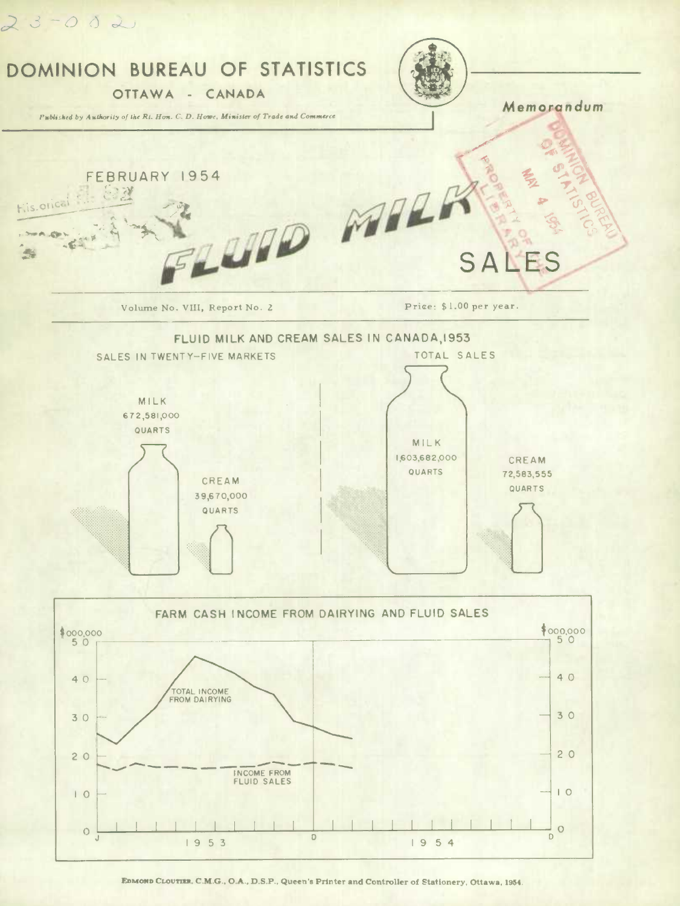23-002

# DOMINION BUREAU OF STATISTICS

OTTAWA - CANADA

*Published by Authority of the Rt. Hon. C. D. Howe, Minister of Trade and Commerce*

*Memorandum*

FEBRUARY 1954

# FLUID MILK SALES

Volume No. VIII, Report No. 2

Price: $1.00 per year.

## FLUID MILK AND CREAM SALES IN CANADA, 1953

SALES IN TWENTY-FIVE MARKETS

MILK
672,581,000
QUARTS

CREAM
39,670,000
QUARTS

TOTAL SALES

MILK
1,603,682,000
QUARTS

CREAM
72,583,555
QUARTS

## FARM CASH INCOME FROM DAIRYING AND FLUID SALES

$000,000

TOTAL INCOME FROM DAIRYING

INCOME FROM FLUID SALES

1953 1954

EDMOND CLOUTIER, C.M.G., O.A., D.S.P., Queen's Printer and Controller of Stationery, Ottawa, 1954.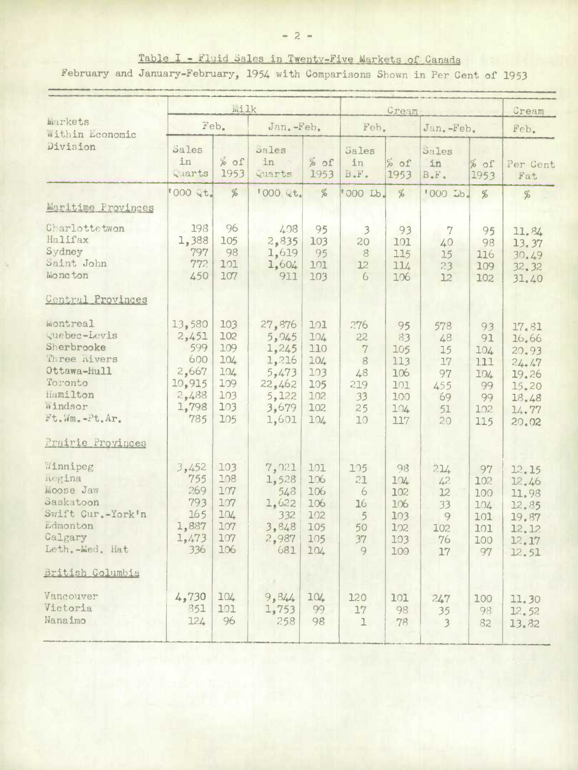Table I - Fluid Sales in Twenty-Five Markets of Canada

February and January-February, 1954 with Comparisons Shown in Per Cent of 1953

| Markets Within Economic Division | Milk | | | | Cream | | | | Cream |
|---|---|---|---|---|---|---|---|---|---|
| | Feb. | | Jan.-Feb. | | Feb. | | Jan.-Feb. | | Feb. |
| | Sales in Quarts | % of 1953 | Sales in Quarts | % of 1953 | Sales in B.F. | % of 1953 | Sales in B.F. | % of 1953 | Per Cent Fat |
| | '000 Qt. | % | '000 Qt. | % | '000 Lb. | % | '000 Lb. | % | % |
| **Maritime Provinces** | | | | | | | | | |
| Charlottetwon | 198 | 96 | 408 | 95 | 3 | 93 | 7 | 95 | 11.84 |
| Halifax | 1,388 | 105 | 2,835 | 103 | 20 | 101 | 40 | 98 | 13.37 |
| Sydney | 797 | 98 | 1,619 | 95 | 8 | 115 | 15 | 116 | 30.49 |
| Saint John | 772 | 101 | 1,604 | 101 | 12 | 114 | 23 | 109 | 32.32 |
| Moncton | 450 | 107 | 911 | 103 | 6 | 106 | 12 | 102 | 31.40 |
| **Central Provinces** | | | | | | | | | |
| Montreal | 13,580 | 103 | 27,876 | 101 | 276 | 95 | 578 | 93 | 17.81 |
| Quebec-Levis | 2,451 | 102 | 5,045 | 104 | 22 | 83 | 48 | 91 | 16.66 |
| Sherbrooke | 599 | 109 | 1,245 | 110 | 7 | 105 | 15 | 104 | 20.93 |
| Three Rivers | 600 | 104 | 1,216 | 104 | 8 | 113 | 17 | 111 | 24.47 |
| Ottawa-Hull | 2,667 | 104 | 5,473 | 103 | 48 | 106 | 97 | 104 | 19.26 |
| Toronto | 10,915 | 109 | 22,462 | 105 | 219 | 101 | 455 | 99 | 15.20 |
| Hamilton | 2,488 | 103 | 5,122 | 102 | 33 | 100 | 69 | 99 | 18.48 |
| Windsor | 1,798 | 103 | 3,679 | 102 | 25 | 104 | 51 | 102 | 14.77 |
| Ft.Wm.-Pt.Ar. | 785 | 105 | 1,601 | 104 | 10 | 117 | 20 | 115 | 20.02 |
| **Prairie Provinces** | | | | | | | | | |
| Winnipeg | 3,452 | 103 | 7,021 | 101 | 105 | 98 | 214 | 97 | 12.15 |
| Regina | 755 | 108 | 1,528 | 106 | 21 | 104 | 42 | 102 | 12.46 |
| Moose Jaw | 269 | 107 | 548 | 106 | 6 | 102 | 12 | 100 | 11.98 |
| Saskatoon | 793 | 107 | 1,622 | 106 | 16 | 106 | 33 | 104 | 12.85 |
| Swift Cur.-York'n | 165 | 104 | 332 | 102 | 5 | 103 | 9 | 101 | 19.87 |
| Edmonton | 1,887 | 107 | 3,848 | 105 | 50 | 102 | 102 | 101 | 12.12 |
| Calgary | 1,473 | 107 | 2,987 | 105 | 37 | 103 | 76 | 100 | 12.17 |
| Leth.-Med. Hat | 336 | 106 | 681 | 104 | 9 | 100 | 17 | 97 | 12.51 |
| **British Columbia** | | | | | | | | | |
| Vancouver | 4,730 | 104 | 9,844 | 104 | 120 | 101 | 247 | 100 | 11.30 |
| Victoria | 851 | 101 | 1,753 | 99 | 17 | 98 | 35 | 98 | 12.52 |
| Nanaimo | 124 | 96 | 258 | 98 | 1 | 78 | 3 | 82 | 13.82 |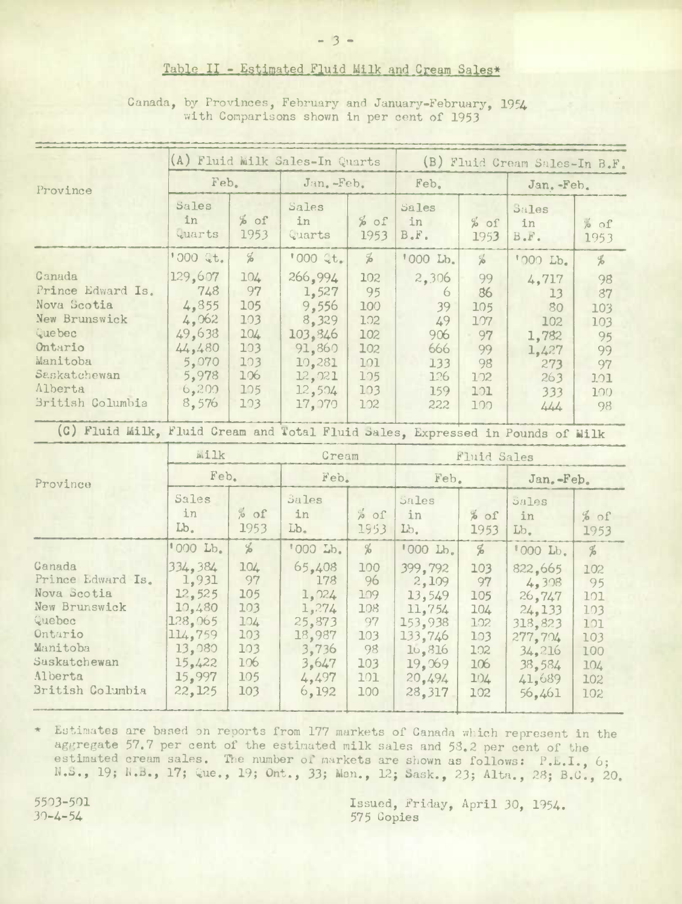## Table II - Estimated Fluid Milk and Cream Sales*

Canada, by Provinces, February and January-February, 1954 with Comparisons shown in per cent of 1953

| Province | (A) Fluid Milk Sales-In Quarts | | | | (B) Fluid Cream Sales-In B.F. | | | |
|---|---|---|---|---|---|---|---|---|
| | Feb. | | Jan.-Feb. | | Feb. | | Jan.-Feb. | |
| | Sales in Quarts | % of 1953 | Sales in Quarts | % of 1953 | Sales in B.F. | % of 1953 | Sales in B.F. | % of 1953 |
| | '000 Qt. | % | '000 Qt. | % | '000 Lb. | % | '000 Lb. | % |
| Canada | 129,607 | 104 | 266,994 | 102 | 2,306 | 99 | 4,717 | 98 |
| Prince Edward Is. | 748 | 97 | 1,527 | 95 | 6 | 86 | 13 | 87 |
| Nova Scotia | 4,855 | 105 | 9,556 | 100 | 39 | 105 | 80 | 103 |
| New Brunswick | 4,062 | 103 | 8,329 | 102 | 49 | 107 | 102 | 103 |
| Quebec | 49,638 | 104 | 103,846 | 102 | 906 | 97 | 1,782 | 95 |
| Ontario | 44,480 | 103 | 91,860 | 102 | 666 | 99 | 1,427 | 99 |
| Manitoba | 5,070 | 103 | 10,281 | 101 | 133 | 98 | 273 | 97 |
| Saskatchewan | 5,978 | 106 | 12,021 | 105 | 126 | 102 | 263 | 101 |
| Alberta | 6,200 | 105 | 12,504 | 103 | 159 | 101 | 333 | 100 |
| British Columbia | 8,576 | 103 | 17,070 | 102 | 222 | 100 | 444 | 98 |

(C) Fluid Milk, Fluid Cream and Total Fluid Sales, Expressed in Pounds of Milk

| Province | Milk | | Cream | | Fluid Sales | | | |
|---|---|---|---|---|---|---|---|---|
| | Feb. | | Feb. | | Feb. | | Jan.-Feb. | |
| | Sales in Lb. | % of 1953 | Sales in Lb. | % of 1953 | Sales in Lb. | % of 1953 | Sales in Lb. | % of 1953 |
| | '000 Lb. | % | '000 Lb. | % | '000 Lb. | % | '000 Lb. | % |
| Canada | 334,384 | 104 | 65,408 | 100 | 399,792 | 103 | 822,665 | 102 |
| Prince Edward Is. | 1,931 | 97 | 178 | 96 | 2,109 | 97 | 4,308 | 95 |
| Nova Scotia | 12,525 | 105 | 1,024 | 109 | 13,549 | 105 | 26,747 | 101 |
| New Brunswick | 10,480 | 103 | 1,274 | 108 | 11,754 | 104 | 24,133 | 103 |
| Quebec | 128,065 | 104 | 25,873 | 97 | 153,938 | 102 | 318,823 | 101 |
| Ontario | 114,759 | 103 | 18,987 | 103 | 133,746 | 103 | 277,704 | 103 |
| Manitoba | 13,080 | 103 | 3,736 | 98 | 16,816 | 102 | 34,216 | 100 |
| Saskatchewan | 15,422 | 106 | 3,647 | 103 | 19,069 | 106 | 38,584 | 104 |
| Alberta | 15,997 | 105 | 4,497 | 101 | 20,494 | 104 | 41,689 | 102 |
| British Columbia | 22,125 | 103 | 6,192 | 100 | 28,317 | 102 | 56,461 | 102 |

* Estimates are based on reports from 177 markets of Canada which represent in the aggregate 57.7 per cent of the estimated milk sales and 58.2 per cent of the estimated cream sales. The number of markets are shown as follows: P.E.I., 6; N.S., 19; N.B., 17; Que., 19; Ont., 33; Man., 12; Sask., 23; Alta., 28; B.C., 20.

5503-501
30-4-54

Issued, Friday, April 30, 1954.
575 Copies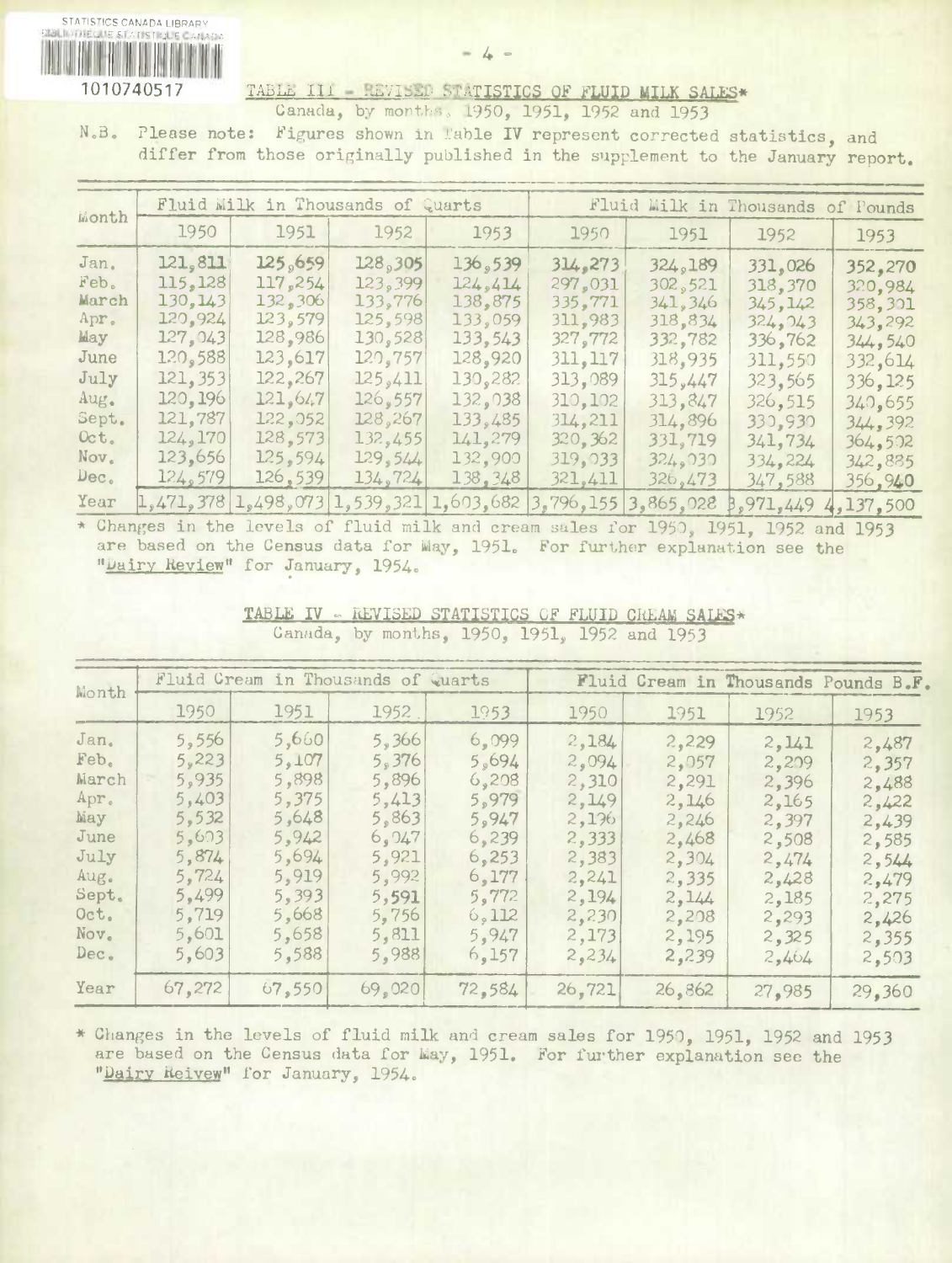STATISTICS CANADA LIBRARY
BIBLIOTHÈQUE STATISTIQUE CANADA

1010740517

TABLE III - REVISED STATISTICS OF FLUID MILK SALES*
Canada, by months, 1950, 1951, 1952 and 1953

N.B. Please note: Figures shown in Table IV represent corrected statistics, and differ from those originally published in the supplement to the January report.

| Month | Fluid Milk in Thousands of Quarts | | | | Fluid Milk in Thousands of Pounds | | | |
|---|---|---|---|---|---|---|---|---|
| | 1950 | 1951 | 1952 | 1953 | 1950 | 1951 | 1952 | 1953 |
| Jan. | 121,811 | 125,659 | 128,305 | 136,539 | 314,273 | 324,189 | 331,026 | 352,270 |
| Feb. | 115,128 | 117,254 | 123,399 | 124,414 | 297,031 | 302,521 | 318,370 | 320,984 |
| March | 130,143 | 132,306 | 133,776 | 138,875 | 335,771 | 341,346 | 345,142 | 358,301 |
| Apr. | 120,924 | 123,579 | 125,598 | 133,059 | 311,983 | 318,834 | 324,043 | 343,292 |
| May | 127,043 | 128,986 | 130,528 | 133,543 | 327,772 | 332,782 | 336,762 | 344,540 |
| June | 120,588 | 123,617 | 120,757 | 128,920 | 311,117 | 318,935 | 311,550 | 332,614 |
| July | 121,353 | 122,267 | 125,411 | 130,282 | 313,089 | 315,447 | 323,565 | 336,125 |
| Aug. | 120,196 | 121,647 | 126,557 | 132,038 | 310,102 | 313,847 | 326,515 | 340,655 |
| Sept. | 121,787 | 122,052 | 128,267 | 133,485 | 314,211 | 314,896 | 330,930 | 344,392 |
| Oct. | 124,170 | 128,573 | 132,455 | 141,279 | 320,362 | 331,719 | 341,734 | 364,502 |
| Nov. | 123,656 | 125,594 | 129,544 | 132,900 | 319,033 | 324,030 | 334,224 | 342,885 |
| Dec. | 124,579 | 126,539 | 134,724 | 138,348 | 321,411 | 326,473 | 347,588 | 356,940 |
| Year | 1,471,378 | 1,498,073 | 1,539,321 | 1,603,682 | 3,796,155 | 3,865,028 | 3,971,449 | 4,137,500 |

* Changes in the levels of fluid milk and cream sales for 1950, 1951, 1952 and 1953 are based on the Census data for May, 1951. For further explanation see the "Dairy Review" for January, 1954.

TABLE IV - REVISED STATISTICS OF FLUID CREAM SALES*
Canada, by months, 1950, 1951, 1952 and 1953

| Month | Fluid Cream in Thousands of Quarts | | | | Fluid Cream in Thousands Pounds B.F. | | | |
|---|---|---|---|---|---|---|---|---|
| | 1950 | 1951 | 1952 | 1953 | 1950 | 1951 | 1952 | 1953 |
| Jan. | 5,556 | 5,660 | 5,366 | 6,099 | 2,184 | 2,229 | 2,141 | 2,487 |
| Feb. | 5,223 | 5,107 | 5,376 | 5,694 | 2,094 | 2,057 | 2,209 | 2,357 |
| March | 5,935 | 5,898 | 5,896 | 6,208 | 2,310 | 2,291 | 2,396 | 2,488 |
| Apr. | 5,403 | 5,375 | 5,413 | 5,979 | 2,149 | 2,146 | 2,165 | 2,422 |
| May | 5,532 | 5,648 | 5,863 | 5,947 | 2,196 | 2,246 | 2,397 | 2,439 |
| June | 5,603 | 5,942 | 6,047 | 6,239 | 2,333 | 2,468 | 2,508 | 2,585 |
| July | 5,874 | 5,694 | 5,921 | 6,253 | 2,383 | 2,304 | 2,474 | 2,544 |
| Aug. | 5,724 | 5,919 | 5,992 | 6,177 | 2,241 | 2,335 | 2,428 | 2,479 |
| Sept. | 5,499 | 5,393 | 5,591 | 5,772 | 2,194 | 2,144 | 2,185 | 2,275 |
| Oct. | 5,719 | 5,668 | 5,756 | 6,112 | 2,230 | 2,208 | 2,293 | 2,426 |
| Nov. | 5,601 | 5,658 | 5,811 | 5,947 | 2,173 | 2,195 | 2,325 | 2,355 |
| Dec. | 5,603 | 5,588 | 5,988 | 6,157 | 2,234 | 2,239 | 2,464 | 2,503 |
| Year | 67,272 | 67,550 | 69,020 | 72,584 | 26,721 | 26,862 | 27,985 | 29,360 |

* Changes in the levels of fluid milk and cream sales for 1950, 1951, 1952 and 1953 are based on the Census data for May, 1951. For further explanation see the "Dairy Reivew" for January, 1954.